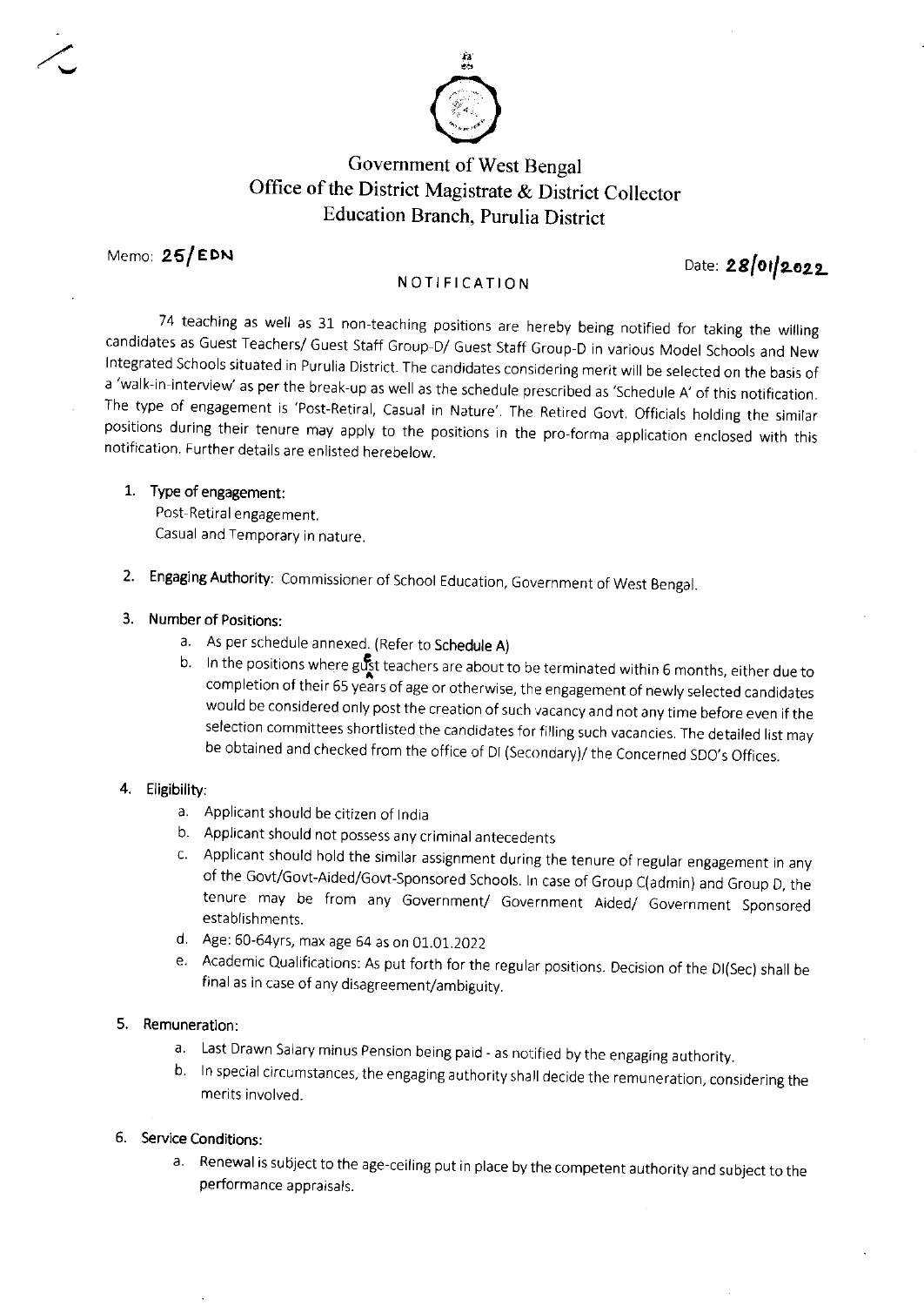# Government of West Bengal
## Office of the District Magistrate & District Collector
## Education Branch, Purulia District

Memo: **25/EDN**

Date: **28/01/2022**

### NOTIFICATION

74 teaching as well as 31 non-teaching positions are hereby being notified for taking the willing candidates as Guest Teachers/ Guest Staff Group-D/ Guest Staff Group-D in various Model Schools and New Integrated Schools situated in Purulia District. The candidates considering merit will be selected on the basis of a 'walk-in-interview' as per the break-up as well as the schedule prescribed as 'Schedule A' of this notification. The type of engagement is 'Post-Retiral, Casual in Nature'. The Retired Govt. Officials holding the similar positions during their tenure may apply to the positions in the pro-forma application enclosed with this notification. Further details are enlisted herebelow.

1. **Type of engagement:**
   Post-Retiral engagement.
   Casual and Temporary in nature.

2. **Engaging Authority:** Commissioner of School Education, Government of West Bengal.

3. **Number of Positions:**
   a. As per schedule annexed. (Refer to **Schedule A**)
   b. In the positions where guest teachers are about to be terminated within 6 months, either due to completion of their 65 years of age or otherwise, the engagement of newly selected candidates would be considered only post the creation of such vacancy and not any time before even if the selection committees shortlisted the candidates for filling such vacancies. The detailed list may be obtained and checked from the office of DI (Secondary)/ the Concerned SDO's Offices.

4. **Eligibility:**
   a. Applicant should be citizen of India
   b. Applicant should not possess any criminal antecedents
   c. Applicant should hold the similar assignment during the tenure of regular engagement in any of the Govt/Govt-Aided/Govt-Sponsored Schools. In case of Group C(admin) and Group D, the tenure may be from any Government/ Government Aided/ Government Sponsored establishments.
   d. Age: 60-64yrs, max age 64 as on 01.01.2022
   e. Academic Qualifications: As put forth for the regular positions. Decision of the DI(Sec) shall be final as in case of any disagreement/ambiguity.

5. **Remuneration:**
   a. Last Drawn Salary minus Pension being paid - as notified by the engaging authority.
   b. In special circumstances, the engaging authority shall decide the remuneration, considering the merits involved.

6. **Service Conditions:**
   a. Renewal is subject to the age-ceiling put in place by the competent authority and subject to the performance appraisals.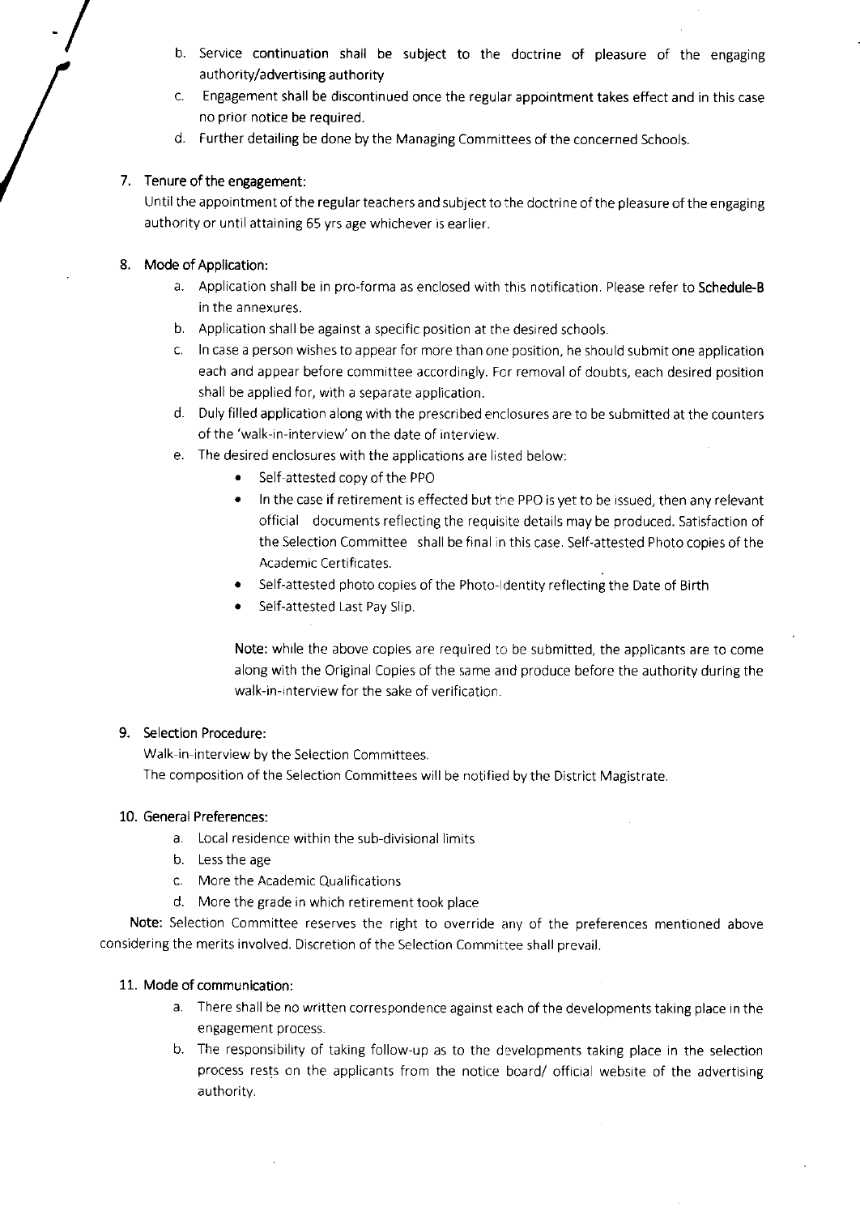b. Service continuation shall be subject to the doctrine of pleasure of the engaging authority/advertising authority
c. Engagement shall be discontinued once the regular appointment takes effect and in this case no prior notice be required.
d. Further detailing be done by the Managing Committees of the concerned Schools.

7. **Tenure of the engagement:**
   Until the appointment of the regular teachers and subject to the doctrine of the pleasure of the engaging authority or until attaining 65 yrs age whichever is earlier.

8. **Mode of Application:**
   a. Application shall be in pro-forma as enclosed with this notification. Please refer to **Schedule-B** in the annexures.
   b. Application shall be against a specific position at the desired schools.
   c. In case a person wishes to appear for more than one position, he should submit one application each and appear before committee accordingly. For removal of doubts, each desired position shall be applied for, with a separate application.
   d. Duly filled application along with the prescribed enclosures are to be submitted at the counters of the 'walk-in-interview' on the date of interview.
   e. The desired enclosures with the applications are listed below:
      - Self-attested copy of the PPO
      - In the case if retirement is effected but the PPO is yet to be issued, then any relevant official documents reflecting the requisite details may be produced. Satisfaction of the Selection Committee shall be final in this case. Self-attested Photo copies of the Academic Certificates.
      - Self-attested photo copies of the Photo-Identity reflecting the Date of Birth
      - Self-attested Last Pay Slip.

      **Note:** while the above copies are required to be submitted, the applicants are to come along with the Original Copies of the same and produce before the authority during the walk-in-interview for the sake of verification.

9. **Selection Procedure:**
   Walk-in-interview by the Selection Committees.
   The composition of the Selection Committees will be notified by the District Magistrate.

10. **General Preferences:**
    a. Local residence within the sub-divisional limits
    b. Less the age
    c. More the Academic Qualifications
    d. More the grade in which retirement took place

**Note:** Selection Committee reserves the right to override any of the preferences mentioned above considering the merits involved. Discretion of the Selection Committee shall prevail.

11. **Mode of communication:**
    a. There shall be no written correspondence against each of the developments taking place in the engagement process.
    b. The responsibility of taking follow-up as to the developments taking place in the selection process rests on the applicants from the notice board/ official website of the advertising authority.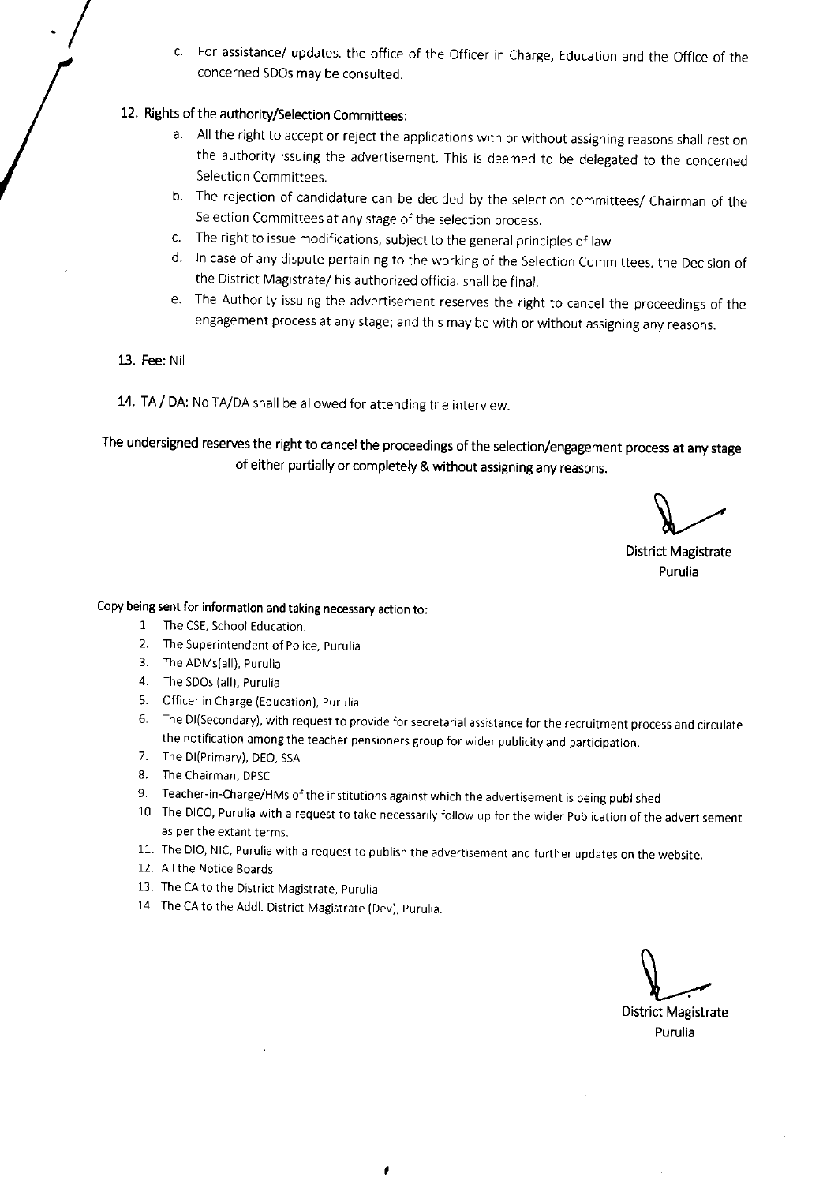c. For assistance/ updates, the office of the Officer in Charge, Education and the Office of the concerned SDOs may be consulted.

## 12. Rights of the authority/Selection Committees:

a. All the right to accept or reject the applications with or without assigning reasons shall rest on the authority issuing the advertisement. This is deemed to be delegated to the concerned Selection Committees.

b. The rejection of candidature can be decided by the selection committees/ Chairman of the Selection Committees at any stage of the selection process.

c. The right to issue modifications, subject to the general principles of law

d. In case of any dispute pertaining to the working of the Selection Committees, the Decision of the District Magistrate/ his authorized official shall be final.

e. The Authority issuing the advertisement reserves the right to cancel the proceedings of the engagement process at any stage; and this may be with or without assigning any reasons.

**13. Fee:** Nil

**14. TA / DA:** No TA/DA shall be allowed for attending the interview.

**The undersigned reserves the right to cancel the proceedings of the selection/engagement process at any stage of either partially or completely & without assigning any reasons.**

**District Magistrate**
**Purulia**

**Copy being sent for information and taking necessary action to:**

1. The CSE, School Education.
2. The Superintendent of Police, Purulia
3. The ADMs(all), Purulia
4. The SDOs (all), Purulia
5. Officer in Charge (Education), Purulia
6. The DI(Secondary), with request to provide for secretarial assistance for the recruitment process and circulate the notification among the teacher pensioners group for wider publicity and participation.
7. The DI(Primary), DEO, SSA
8. The Chairman, DPSC
9. Teacher-in-Charge/HMs of the institutions against which the advertisement is being published
10. The DICO, Purulia with a request to take necessarily follow up for the wider Publication of the advertisement as per the extant terms.
11. The DIO, NIC, Purulia with a request to publish the advertisement and further updates on the website.
12. All the Notice Boards
13. The CA to the District Magistrate, Purulia
14. The CA to the Addl. District Magistrate (Dev), Purulia.

**District Magistrate**
**Purulia**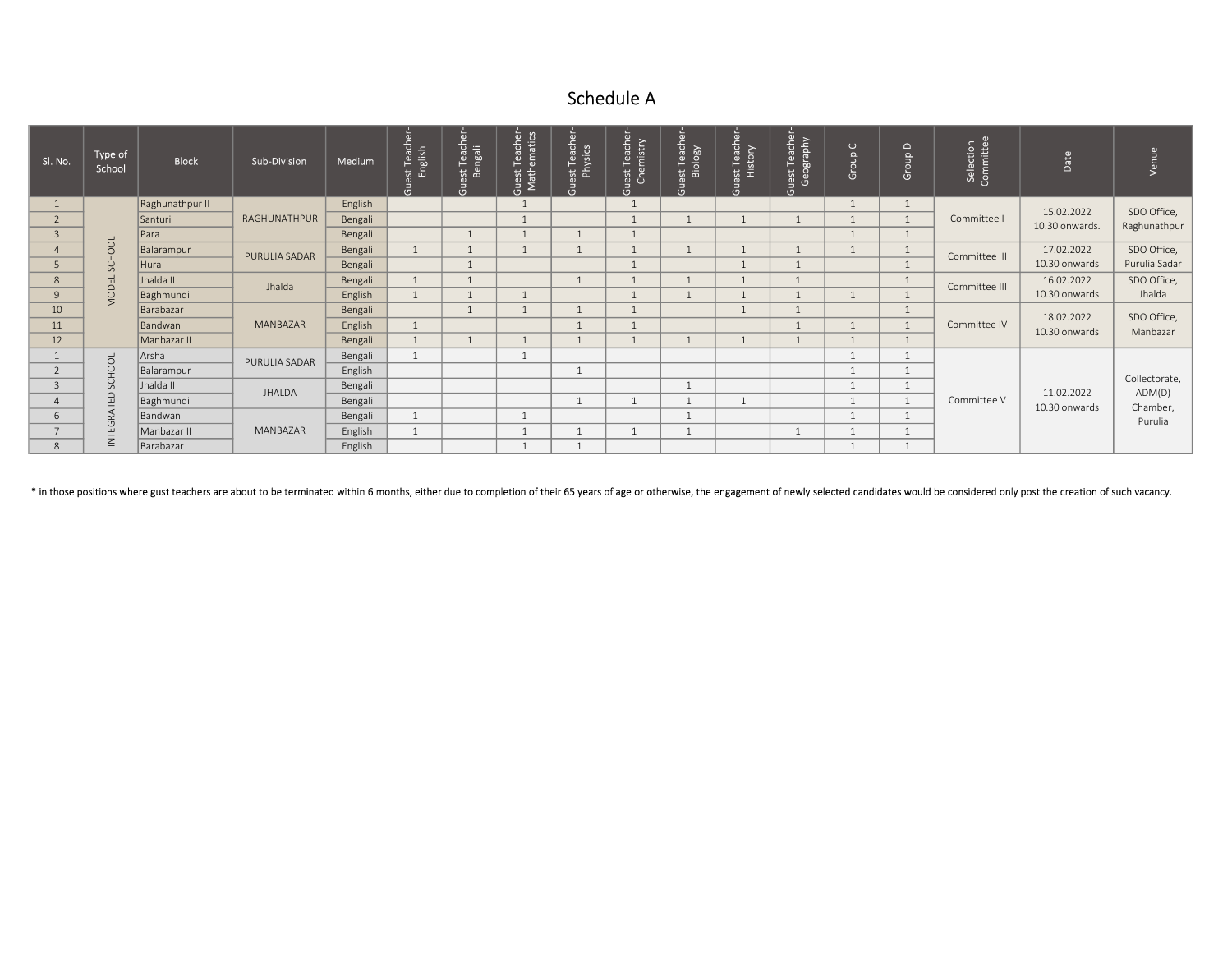# Schedule A

| Sl. No. | Type of School | Block | Sub-Division | Medium | Guest Teacher- English | Guest Teacher- Bengali | Guest Teacher- Mathematics | Guest Teacher- Physics | Guest Teacher- Chemistry | Guest Teacher- Biology | Guest Teacher- History | Guest Teacher- Geography | Group C | Group D | Selection Committee | Date | Venue |
|---|---|---|---|---|---|---|---|---|---|---|---|---|---|---|---|---|---|
| 1 | MODEL SCHOOL | Raghunathpur II | RAGHUNATHPUR | English | | | 1 | | 1 | | | | 1 | 1 | Committee I | 15.02.2022 10.30 onwards. | SDO Office, Raghunathpur |
| 2 | | Santuri | | Bengali | | | 1 | | 1 | 1 | 1 | 1 | 1 | 1 | | | |
| 3 | | Para | | Bengali | | 1 | 1 | 1 | 1 | | | | 1 | 1 | | | |
| 4 | | Balarampur | PURULIA SADAR | Bengali | 1 | 1 | 1 | 1 | 1 | 1 | 1 | 1 | 1 | 1 | Committee II | 17.02.2022 10.30 onwards | SDO Office, Purulia Sadar |
| 5 | | Hura | | Bengali | | 1 | | | 1 | | 1 | 1 | | 1 | | | |
| 8 | | Jhalda II | Jhalda | Bengali | 1 | 1 | | 1 | 1 | 1 | 1 | 1 | | 1 | Committee III | 16.02.2022 10.30 onwards | SDO Office, Jhalda |
| 9 | | Baghmundi | | English | 1 | 1 | 1 | | 1 | 1 | 1 | 1 | 1 | 1 | | | |
| 10 | | Barabazar | MANBAZAR | Bengali | | 1 | 1 | 1 | 1 | | 1 | 1 | | 1 | Committee IV | 18.02.2022 10.30 onwards | SDO Office, Manbazar |
| 11 | | Bandwan | | English | 1 | | | 1 | 1 | | | 1 | 1 | 1 | | | |
| 12 | | Manbazar II | | Bengali | 1 | 1 | 1 | 1 | 1 | 1 | 1 | 1 | 1 | 1 | | | |
| 1 | INTEGRATED SCHOOL | Arsha | PURULIA SADAR | Bengali | 1 | | 1 | | | | | | 1 | 1 | Committee V | 11.02.2022 10.30 onwards | Collectorate, ADM(D) Chamber, Purulia |
| 2 | | Balarampur | | English | | | | 1 | | | | | 1 | 1 | | | |
| 3 | | Jhalda II | JHALDA | Bengali | | | | | | 1 | | | 1 | 1 | | | |
| 4 | | Baghmundi | | Bengali | | | | 1 | 1 | 1 | 1 | | 1 | 1 | | | |
| 6 | | Bandwan | MANBAZAR | Bengali | 1 | | 1 | | | 1 | | | 1 | 1 | | | |
| 7 | | Manbazar II | | English | 1 | | 1 | 1 | 1 | 1 | | 1 | 1 | 1 | | | |
| 8 | | Barabazar | | English | | | 1 | 1 | | | | | 1 | 1 | | | |

* in those positions where gust teachers are about to be terminated within 6 months, either due to completion of their 65 years of age or otherwise, the engagement of newly selected candidates would be considered only post the creation of such vacancy.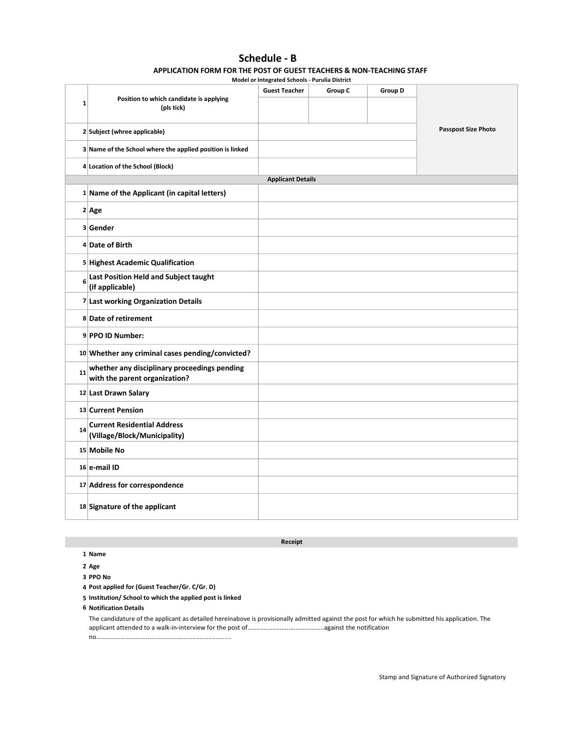# Schedule - B

## APPLICATION FORM FOR THE POST OF GUEST TEACHERS & NON-TEACHING STAFF

**Model or Integrated Schools - Purulia District**

| | | | | | |
|---|---|---|---|---|---|
| 1 | Position to which candidate is applying (pls tick) | Guest Teacher | Group C | Group D | Passpost Size Photo |
| | | | | | |
| 2 | Subject (whree applicable) | | | | |
| 3 | Name of the School where the applied position is linked | | | | |
| 4 | Location of the School (Block) | | | | |

**Applicant Details**

| | | |
|---|---|---|
| 1 | **Name of the Applicant (in capital letters)** | |
| 2 | **Age** | |
| 3 | **Gender** | |
| 4 | **Date of Birth** | |
| 5 | **Highest Academic Qualification** | |
| 6 | **Last Position Held and Subject taught (if applicable)** | |
| 7 | **Last working Organization Details** | |
| 8 | **Date of retirement** | |
| 9 | **PPO ID Number:** | |
| 10 | **Whether any criminal cases pending/convicted?** | |
| 11 | **whether any disciplinary proceedings pending with the parent organization?** | |
| 12 | **Last Drawn Salary** | |
| 13 | **Current Pension** | |
| 14 | **Current Residential Address (Village/Block/Municipality)** | |
| 15 | **Mobile No** | |
| 16 | **e-mail ID** | |
| 17 | **Address for correspondence** | |
| 18 | **Signature of the applicant** | |

**Receipt**

1. **Name**
2. **Age**
3. **PPO No**
4. **Post applied for (Guest Teacher/Gr. C/Gr. D)**
5. **Institution/ School to which the applied post is linked**
6. **Notification Details**

The candidature of the applicant as detailed hereinabove is provisionally admitted against the post for which he submitted his application. The applicant attended to a walk-in-interview for the post of..........................................against the notification no……………………….........................................................

Stamp and Signature of Authorized Signatory